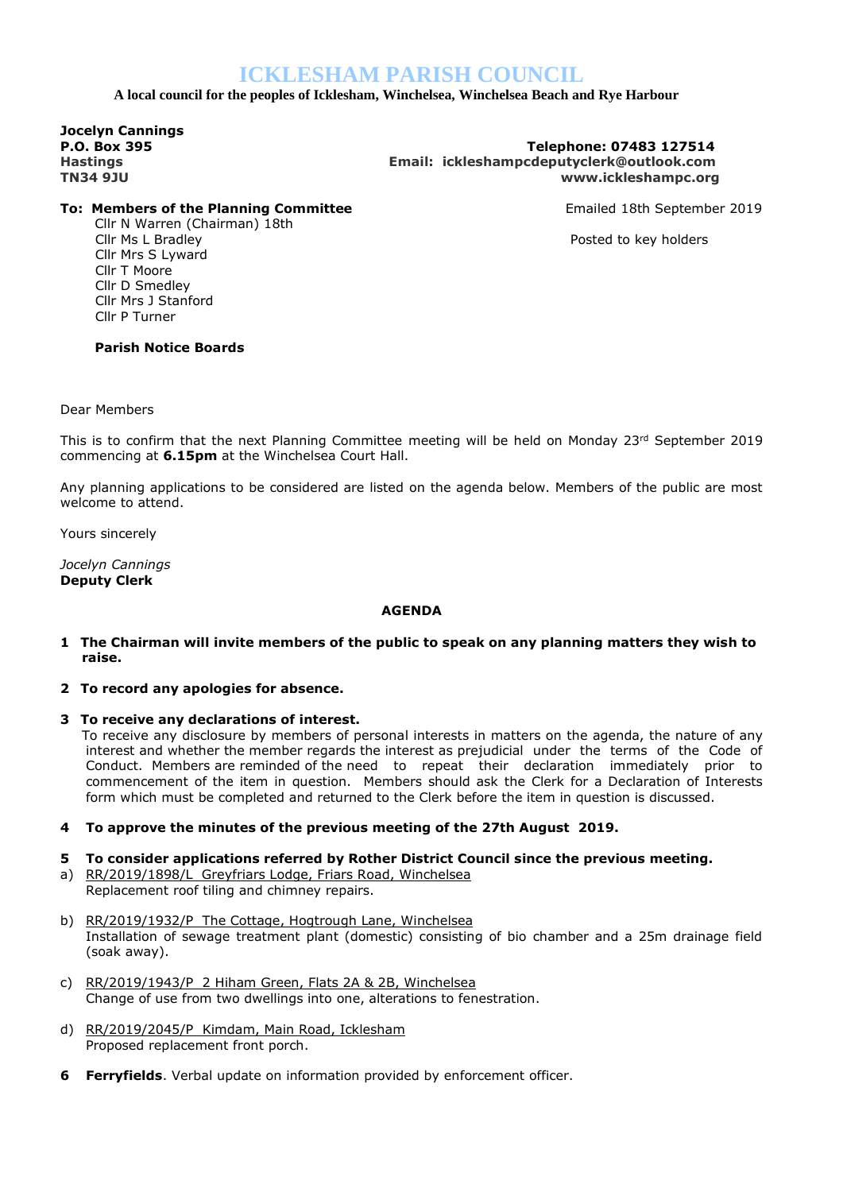# ICKLESHAM PARISH COUNCIL

**A local council for the peoples of Icklesham, Winchelsea, Winchelsea Beach and Rye Harbour**

**Jocelyn Cannings**
**P.O. Box 395**
**Hastings**
**TN34 9JU**

**Telephone: 07483 127514**
**Email: ickleshampcdeputyclerk@outlook.com**
**www.ickleshampc.org**

**To: Members of the Planning Committee**

Cllr N Warren (Chairman) 18th
Cllr Ms L Bradley
Cllr Mrs S Lyward
Cllr T Moore
Cllr D Smedley
Cllr Mrs J Stanford
Cllr P Turner

**Parish Notice Boards**

Emailed 18th September 2019

Posted to key holders

Dear Members

This is to confirm that the next Planning Committee meeting will be held on Monday 23rd September 2019 commencing at **6.15pm** at the Winchelsea Court Hall.

Any planning applications to be considered are listed on the agenda below. Members of the public are most welcome to attend.

Yours sincerely

*Jocelyn Cannings*
**Deputy Clerk**

## AGENDA

**1 The Chairman will invite members of the public to speak on any planning matters they wish to raise.**

**2 To record any apologies for absence.**

**3 To receive any declarations of interest.**
To receive any disclosure by members of personal interests in matters on the agenda, the nature of any interest and whether the member regards the interest as prejudicial under the terms of the Code of Conduct. Members are reminded of the need to repeat their declaration immediately prior to commencement of the item in question. Members should ask the Clerk for a Declaration of Interests form which must be completed and returned to the Clerk before the item in question is discussed.

**4 To approve the minutes of the previous meeting of the 27th August 2019.**

**5 To consider applications referred by Rother District Council since the previous meeting.**

a) RR/2019/1898/L Greyfriars Lodge, Friars Road, Winchelsea
Replacement roof tiling and chimney repairs.

b) RR/2019/1932/P The Cottage, Hogtrough Lane, Winchelsea
Installation of sewage treatment plant (domestic) consisting of bio chamber and a 25m drainage field (soak away).

c) RR/2019/1943/P 2 Hiham Green, Flats 2A & 2B, Winchelsea
Change of use from two dwellings into one, alterations to fenestration.

d) RR/2019/2045/P Kimdam, Main Road, Icklesham
Proposed replacement front porch.

**6 Ferryfields**. Verbal update on information provided by enforcement officer.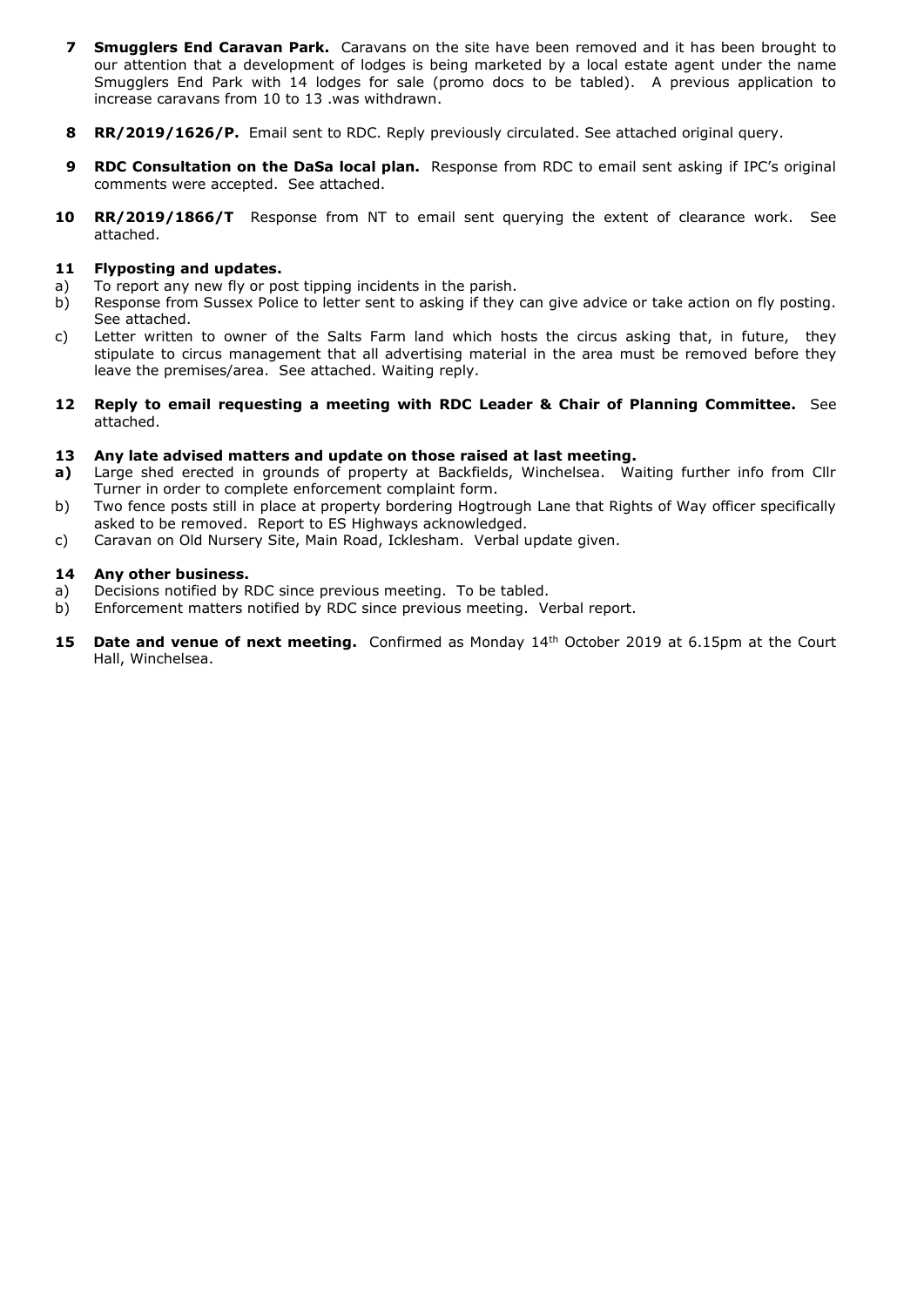**7 Smugglers End Caravan Park.** Caravans on the site have been removed and it has been brought to our attention that a development of lodges is being marketed by a local estate agent under the name Smugglers End Park with 14 lodges for sale (promo docs to be tabled). A previous application to increase caravans from 10 to 13 .was withdrawn.

**8 RR/2019/1626/P.** Email sent to RDC. Reply previously circulated. See attached original query.

**9 RDC Consultation on the DaSa local plan.** Response from RDC to email sent asking if IPC's original comments were accepted. See attached.

**10 RR/2019/1866/T** Response from NT to email sent querying the extent of clearance work. See attached.

**11 Flyposting and updates.**

a) To report any new fly or post tipping incidents in the parish.

b) Response from Sussex Police to letter sent to asking if they can give advice or take action on fly posting. See attached.

c) Letter written to owner of the Salts Farm land which hosts the circus asking that, in future, they stipulate to circus management that all advertising material in the area must be removed before they leave the premises/area. See attached. Waiting reply.

**12 Reply to email requesting a meeting with RDC Leader & Chair of Planning Committee.** See attached.

**13 Any late advised matters and update on those raised at last meeting.**

**a)** Large shed erected in grounds of property at Backfields, Winchelsea. Waiting further info from Cllr Turner in order to complete enforcement complaint form.

b) Two fence posts still in place at property bordering Hogtrough Lane that Rights of Way officer specifically asked to be removed. Report to ES Highways acknowledged.

c) Caravan on Old Nursery Site, Main Road, Icklesham. Verbal update given.

**14 Any other business.**

a) Decisions notified by RDC since previous meeting. To be tabled.

b) Enforcement matters notified by RDC since previous meeting. Verbal report.

**15 Date and venue of next meeting.** Confirmed as Monday 14th October 2019 at 6.15pm at the Court Hall, Winchelsea.